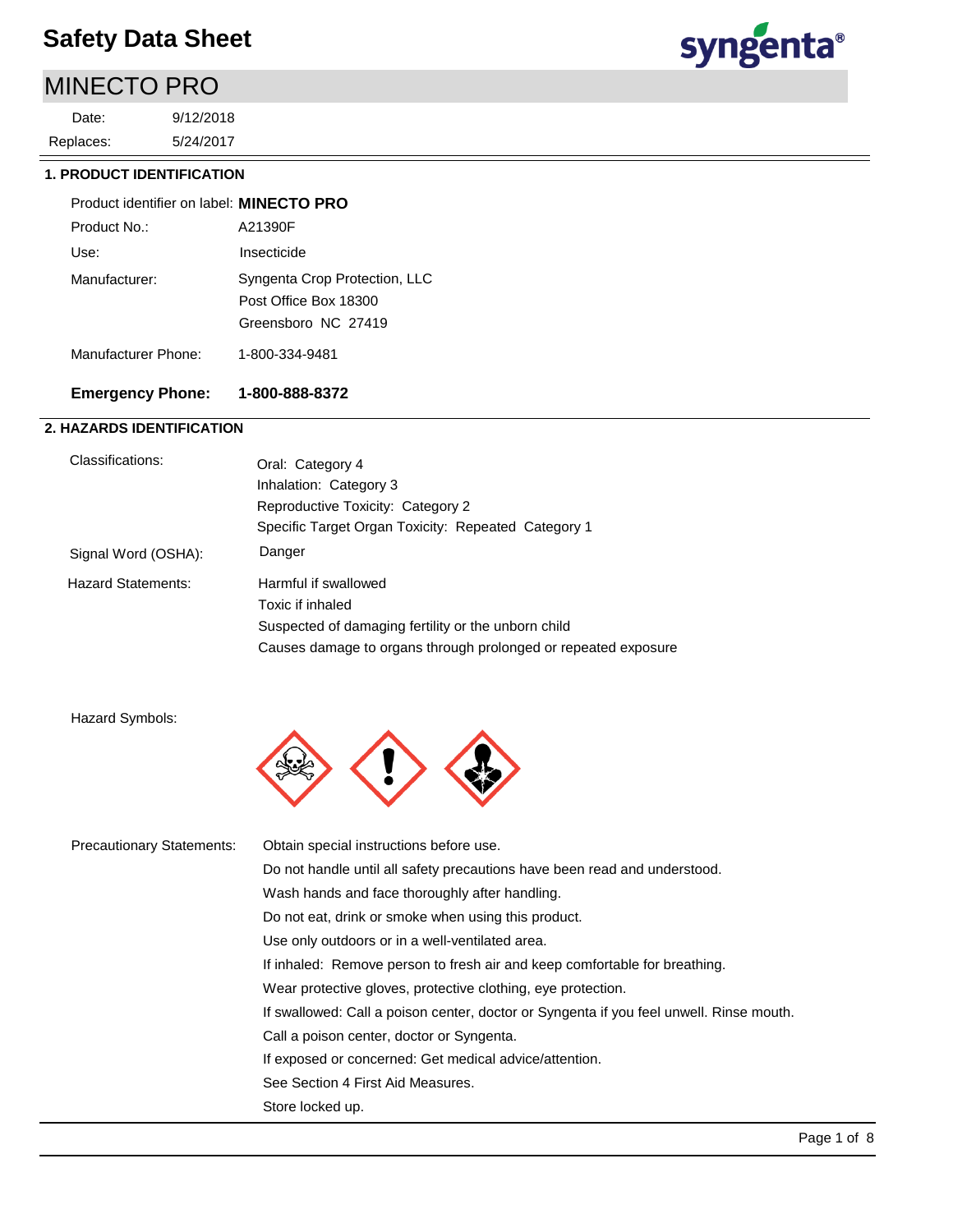# Safety Data Sheet

## MINECTO PRO

Date: 9/12/2018
Replaces: 5/24/2017

### 1. PRODUCT IDENTIFICATION

Product identifier on label: **MINECTO PRO**

Product No.: A21390F

Use: Insecticide

Manufacturer: Syngenta Crop Protection, LLC
Post Office Box 18300
Greensboro NC 27419

Manufacturer Phone: 1-800-334-9481

**Emergency Phone: 1-800-888-8372**

### 2. HAZARDS IDENTIFICATION

Classifications:
Oral: Category 4
Inhalation: Category 3
Reproductive Toxicity: Category 2
Specific Target Organ Toxicity: Repeated Category 1

Signal Word (OSHA): Danger

Hazard Statements:
Harmful if swallowed
Toxic if inhaled
Suspected of damaging fertility or the unborn child
Causes damage to organs through prolonged or repeated exposure

Hazard Symbols:

Precautionary Statements:
Obtain special instructions before use.
Do not handle until all safety precautions have been read and understood.
Wash hands and face thoroughly after handling.
Do not eat, drink or smoke when using this product.
Use only outdoors or in a well-ventilated area.
If inhaled: Remove person to fresh air and keep comfortable for breathing.
Wear protective gloves, protective clothing, eye protection.
If swallowed: Call a poison center, doctor or Syngenta if you feel unwell. Rinse mouth.
Call a poison center, doctor or Syngenta.
If exposed or concerned: Get medical advice/attention.
See Section 4 First Aid Measures.
Store locked up.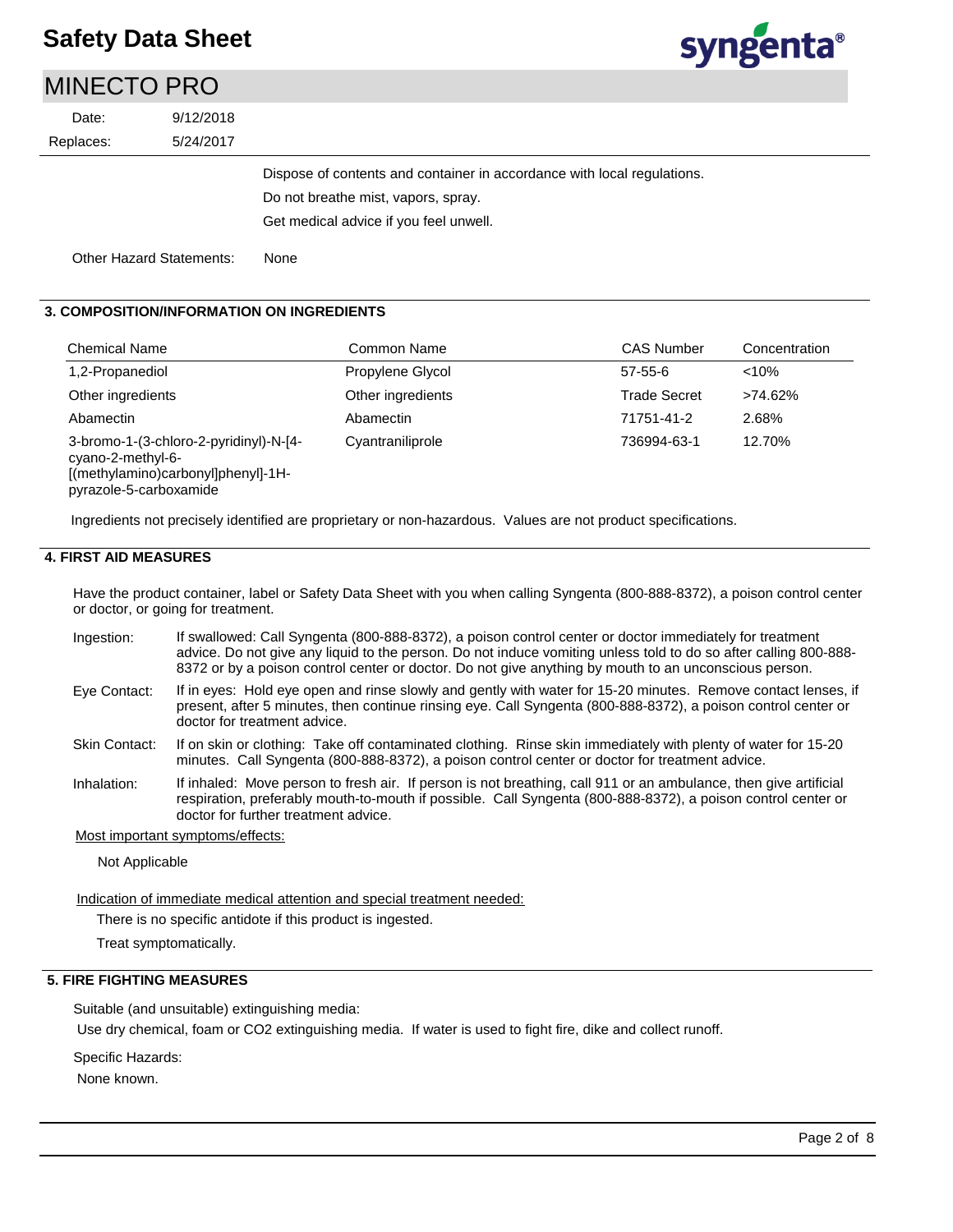Dispose of contents and container in accordance with local regulations.

Do not breathe mist, vapors, spray.

Get medical advice if you feel unwell.

Other Hazard Statements: None

## 3. COMPOSITION/INFORMATION ON INGREDIENTS

| Chemical Name | Common Name | CAS Number | Concentration |
|---|---|---|---|
| 1,2-Propanediol | Propylene Glycol | 57-55-6 | <10% |
| Other ingredients | Other ingredients | Trade Secret | >74.62% |
| Abamectin | Abamectin | 71751-41-2 | 2.68% |
| 3-bromo-1-(3-chloro-2-pyridinyl)-N-[4-cyano-2-methyl-6-[(methylamino)carbonyl]phenyl]-1H-pyrazole-5-carboxamide | Cyantraniliprole | 736994-63-1 | 12.70% |

Ingredients not precisely identified are proprietary or non-hazardous. Values are not product specifications.

## 4. FIRST AID MEASURES

Have the product container, label or Safety Data Sheet with you when calling Syngenta (800-888-8372), a poison control center or doctor, or going for treatment.

Ingestion: If swallowed: Call Syngenta (800-888-8372), a poison control center or doctor immediately for treatment advice. Do not give any liquid to the person. Do not induce vomiting unless told to do so after calling 800-888-8372 or by a poison control center or doctor. Do not give anything by mouth to an unconscious person.

Eye Contact: If in eyes: Hold eye open and rinse slowly and gently with water for 15-20 minutes. Remove contact lenses, if present, after 5 minutes, then continue rinsing eye. Call Syngenta (800-888-8372), a poison control center or doctor for treatment advice.

Skin Contact: If on skin or clothing: Take off contaminated clothing. Rinse skin immediately with plenty of water for 15-20 minutes. Call Syngenta (800-888-8372), a poison control center or doctor for treatment advice.

Inhalation: If inhaled: Move person to fresh air. If person is not breathing, call 911 or an ambulance, then give artificial respiration, preferably mouth-to-mouth if possible. Call Syngenta (800-888-8372), a poison control center or doctor for further treatment advice.

Most important symptoms/effects:

Not Applicable

Indication of immediate medical attention and special treatment needed:

There is no specific antidote if this product is ingested.

Treat symptomatically.

## 5. FIRE FIGHTING MEASURES

Suitable (and unsuitable) extinguishing media:

Use dry chemical, foam or $CO_2$ extinguishing media. If water is used to fight fire, dike and collect runoff.

Specific Hazards:

None known.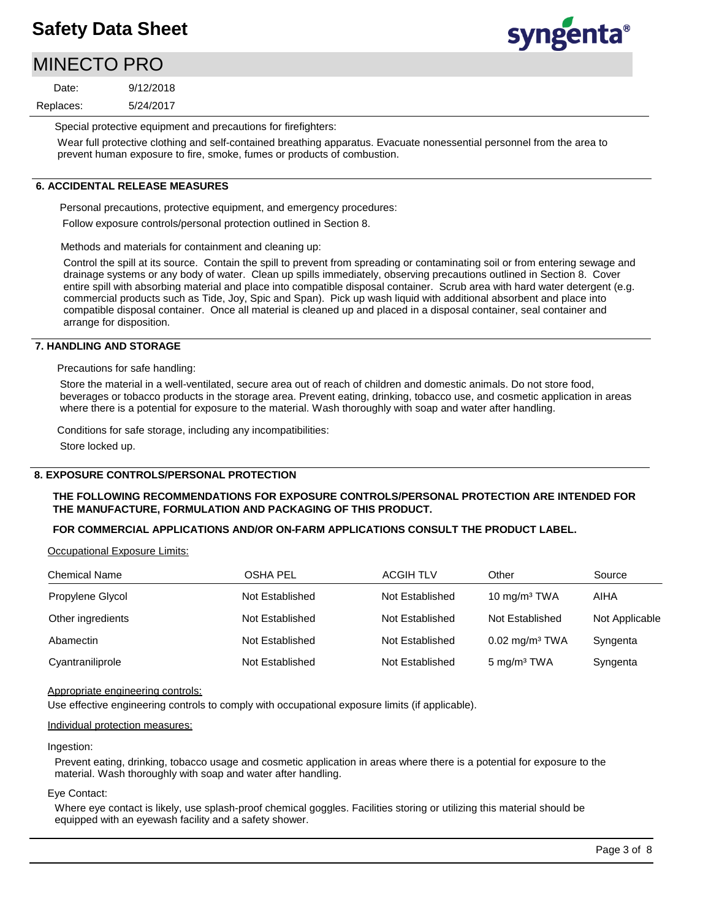Special protective equipment and precautions for firefighters:

Wear full protective clothing and self-contained breathing apparatus. Evacuate nonessential personnel from the area to prevent human exposure to fire, smoke, fumes or products of combustion.

## 6. ACCIDENTAL RELEASE MEASURES

Personal precautions, protective equipment, and emergency procedures:

Follow exposure controls/personal protection outlined in Section 8.

Methods and materials for containment and cleaning up:

Control the spill at its source. Contain the spill to prevent from spreading or contaminating soil or from entering sewage and drainage systems or any body of water. Clean up spills immediately, observing precautions outlined in Section 8. Cover entire spill with absorbing material and place into compatible disposal container. Scrub area with hard water detergent (e.g. commercial products such as Tide, Joy, Spic and Span). Pick up wash liquid with additional absorbent and place into compatible disposal container. Once all material is cleaned up and placed in a disposal container, seal container and arrange for disposition.

## 7. HANDLING AND STORAGE

Precautions for safe handling:

Store the material in a well-ventilated, secure area out of reach of children and domestic animals. Do not store food, beverages or tobacco products in the storage area. Prevent eating, drinking, tobacco use, and cosmetic application in areas where there is a potential for exposure to the material. Wash thoroughly with soap and water after handling.

Conditions for safe storage, including any incompatibilities:

Store locked up.

## 8. EXPOSURE CONTROLS/PERSONAL PROTECTION

**THE FOLLOWING RECOMMENDATIONS FOR EXPOSURE CONTROLS/PERSONAL PROTECTION ARE INTENDED FOR THE MANUFACTURE, FORMULATION AND PACKAGING OF THIS PRODUCT.**

**FOR COMMERCIAL APPLICATIONS AND/OR ON-FARM APPLICATIONS CONSULT THE PRODUCT LABEL.**

Occupational Exposure Limits:

| Chemical Name | OSHA PEL | ACGIH TLV | Other | Source |
|---|---|---|---|---|
| Propylene Glycol | Not Established | Not Established | 10 mg/m³ TWA | AIHA |
| Other ingredients | Not Established | Not Established | Not Established | Not Applicable |
| Abamectin | Not Established | Not Established | 0.02 mg/m³ TWA | Syngenta |
| Cyantraniliprole | Not Established | Not Established | 5 mg/m³ TWA | Syngenta |

Appropriate engineering controls:

Use effective engineering controls to comply with occupational exposure limits (if applicable).

Individual protection measures:

Ingestion:

Prevent eating, drinking, tobacco usage and cosmetic application in areas where there is a potential for exposure to the material. Wash thoroughly with soap and water after handling.

Eye Contact:

Where eye contact is likely, use splash-proof chemical goggles. Facilities storing or utilizing this material should be equipped with an eyewash facility and a safety shower.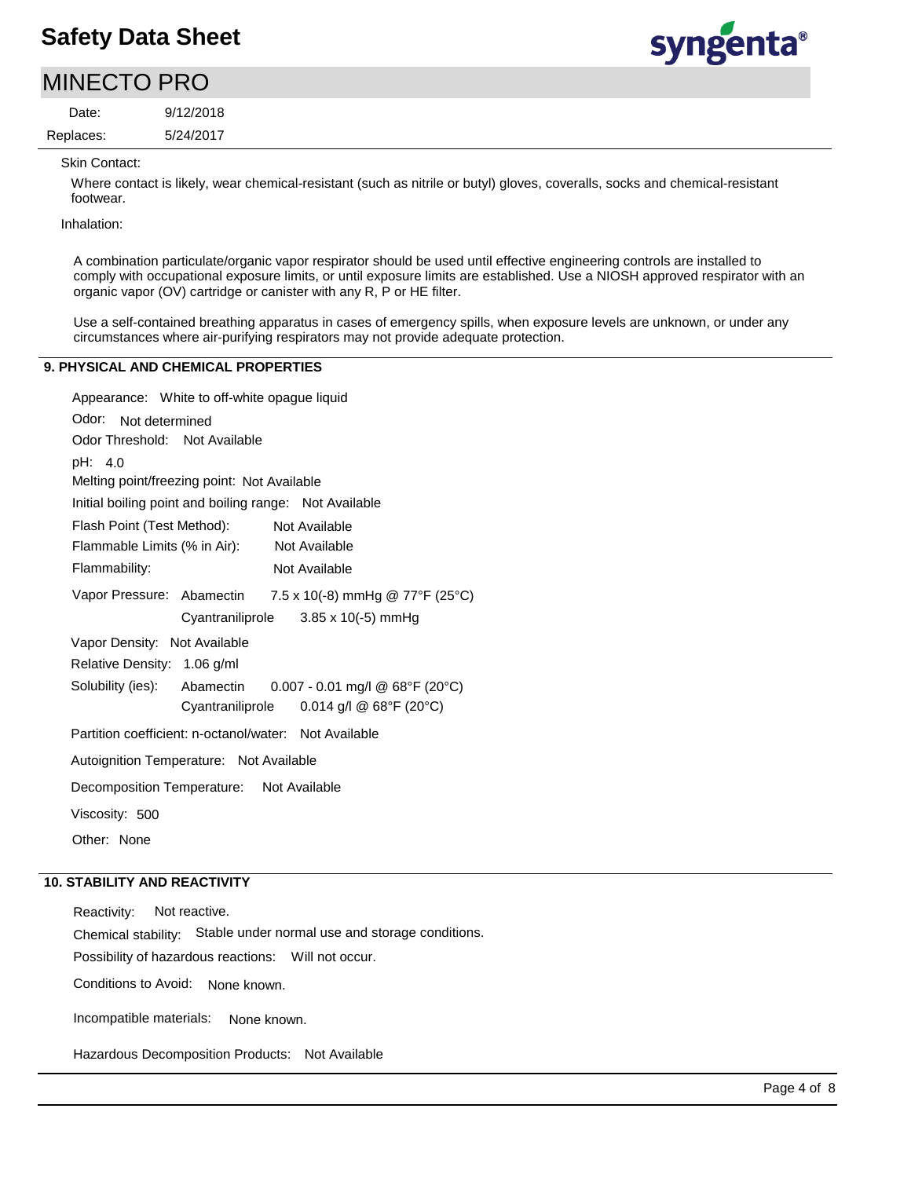Skin Contact:

Where contact is likely, wear chemical-resistant (such as nitrile or butyl) gloves, coveralls, socks and chemical-resistant footwear.

Inhalation:

A combination particulate/organic vapor respirator should be used until effective engineering controls are installed to comply with occupational exposure limits, or until exposure limits are established. Use a NIOSH approved respirator with an organic vapor (OV) cartridge or canister with any R, P or HE filter.

Use a self-contained breathing apparatus in cases of emergency spills, when exposure levels are unknown, or under any circumstances where air-purifying respirators may not provide adequate protection.

## 9. PHYSICAL AND CHEMICAL PROPERTIES

Appearance: White to off-white opague liquid

Odor: Not determined

Odor Threshold: Not Available

pH: 4.0

Melting point/freezing point: Not Available

Initial boiling point and boiling range: Not Available

Flash Point (Test Method): Not Available

Flammable Limits (% in Air): Not Available

Flammability: Not Available

Vapor Pressure: Abamectin 7.5 x 10(-8) mmHg @ 77°F (25°C)
Cyantraniliprole 3.85 x 10(-5) mmHg

Vapor Density: Not Available

Relative Density: 1.06 g/ml

Solubility (ies): Abamectin 0.007 - 0.01 mg/l @ 68°F (20°C)
Cyantraniliprole 0.014 g/l @ 68°F (20°C)

Partition coefficient: n-octanol/water: Not Available

Autoignition Temperature: Not Available

Decomposition Temperature: Not Available

Viscosity: 500

Other: None

## 10. STABILITY AND REACTIVITY

Reactivity: Not reactive.

Chemical stability: Stable under normal use and storage conditions.

Possibility of hazardous reactions: Will not occur.

Conditions to Avoid: None known.

Incompatible materials: None known.

Hazardous Decomposition Products: Not Available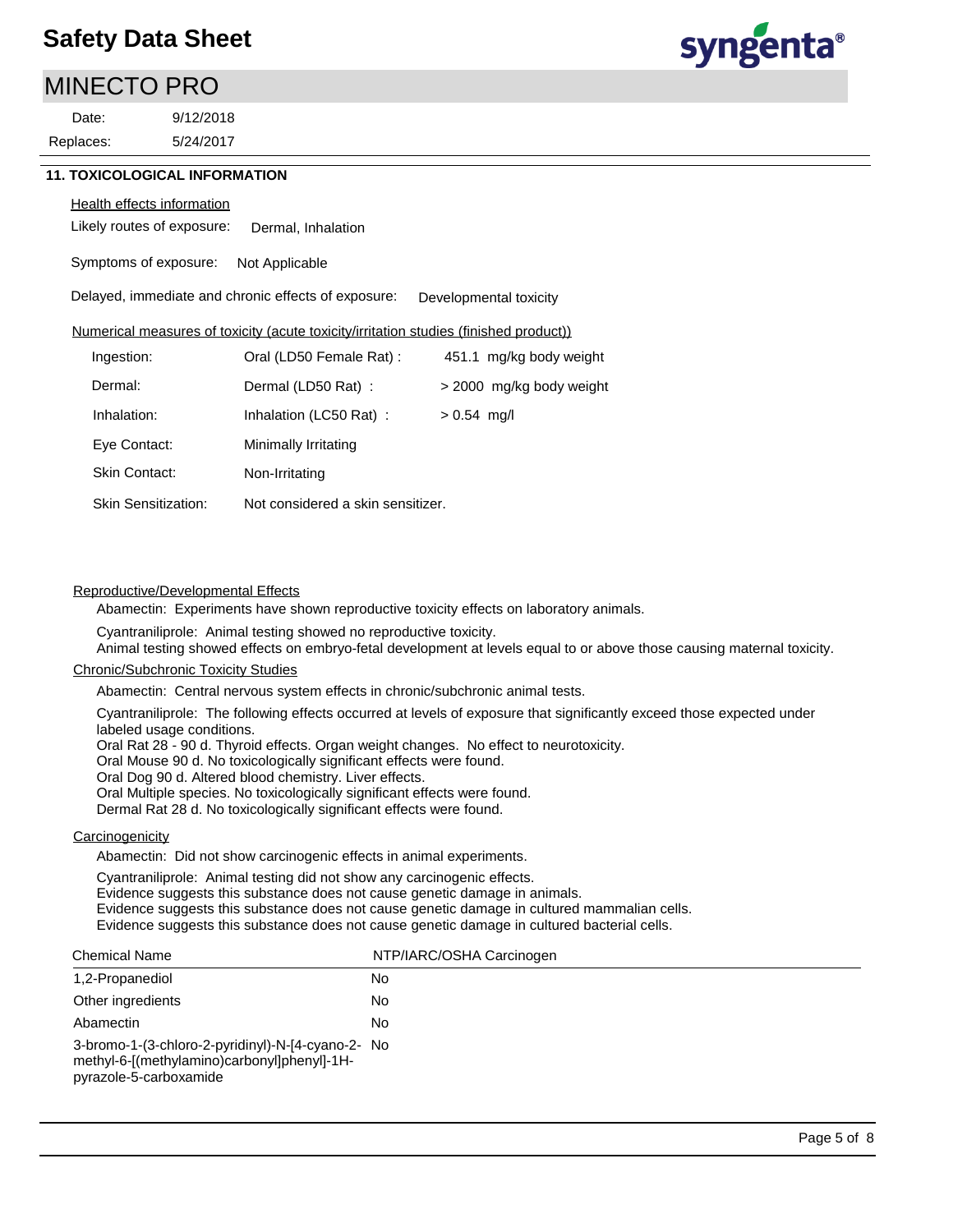## 11. TOXICOLOGICAL INFORMATION

Health effects information

Likely routes of exposure: Dermal, Inhalation

Symptoms of exposure: Not Applicable

Delayed, immediate and chronic effects of exposure: Developmental toxicity

Numerical measures of toxicity (acute toxicity/irritation studies (finished product))

| | | |
|---|---|---|
| Ingestion: | Oral (LD50 Female Rat) : | 451.1 mg/kg body weight |
| Dermal: | Dermal (LD50 Rat) : | > 2000 mg/kg body weight |
| Inhalation: | Inhalation (LC50 Rat) : | > 0.54 mg/l |
| Eye Contact: | Minimally Irritating | |
| Skin Contact: | Non-Irritating | |
| Skin Sensitization: | Not considered a skin sensitizer. | |

Reproductive/Developmental Effects

Abamectin: Experiments have shown reproductive toxicity effects on laboratory animals.

Cyantraniliprole: Animal testing showed no reproductive toxicity.
Animal testing showed effects on embryo-fetal development at levels equal to or above those causing maternal toxicity.

Chronic/Subchronic Toxicity Studies

Abamectin: Central nervous system effects in chronic/subchronic animal tests.

Cyantraniliprole: The following effects occurred at levels of exposure that significantly exceed those expected under labeled usage conditions.
Oral Rat 28 - 90 d. Thyroid effects. Organ weight changes. No effect to neurotoxicity.
Oral Mouse 90 d. No toxicologically significant effects were found.
Oral Dog 90 d. Altered blood chemistry. Liver effects.
Oral Multiple species. No toxicologically significant effects were found.
Dermal Rat 28 d. No toxicologically significant effects were found.

Carcinogenicity

Abamectin: Did not show carcinogenic effects in animal experiments.

Cyantraniliprole: Animal testing did not show any carcinogenic effects.
Evidence suggests this substance does not cause genetic damage in animals.
Evidence suggests this substance does not cause genetic damage in cultured mammalian cells.
Evidence suggests this substance does not cause genetic damage in cultured bacterial cells.

| Chemical Name | NTP/IARC/OSHA Carcinogen |
|---|---|
| 1,2-Propanediol | No |
| Other ingredients | No |
| Abamectin | No |
| 3-bromo-1-(3-chloro-2-pyridinyl)-N-[4-cyano-2-methyl-6-[(methylamino)carbonyl]phenyl]-1H-pyrazole-5-carboxamide | No |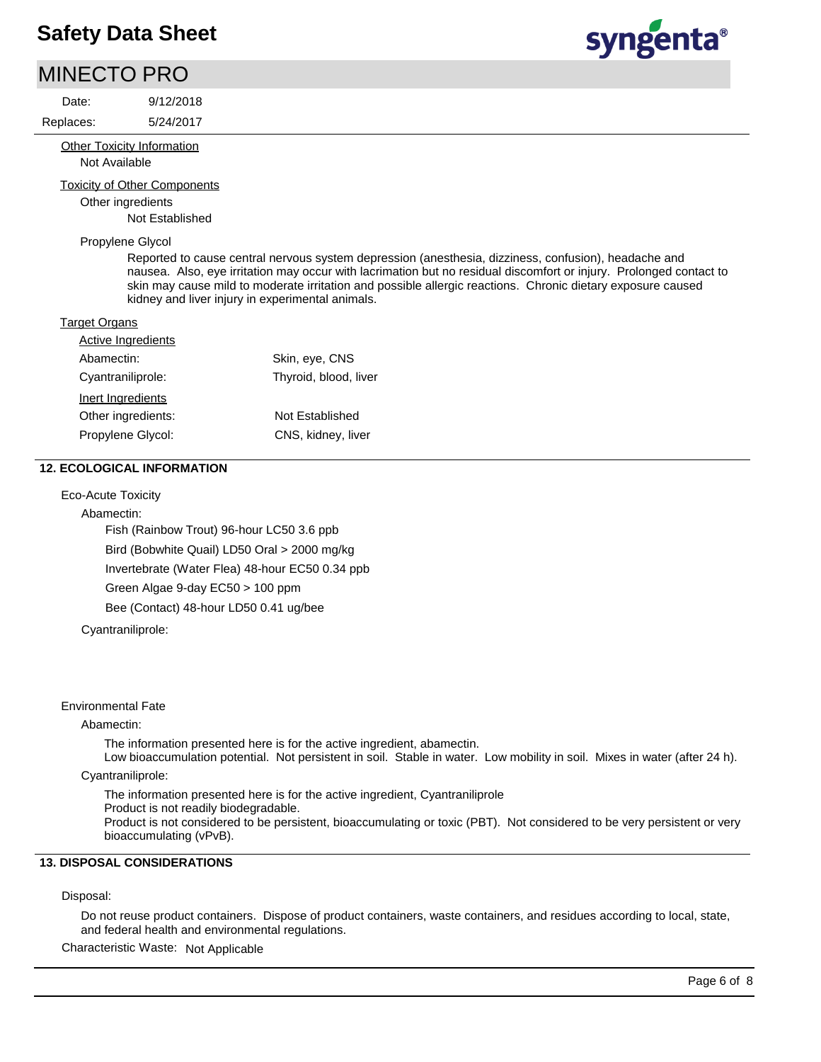Date: 9/12/2018

Replaces: 5/24/2017

Other Toxicity Information

Not Available

Toxicity of Other Components

Other ingredients

Not Established

Propylene Glycol

Reported to cause central nervous system depression (anesthesia, dizziness, confusion), headache and nausea. Also, eye irritation may occur with lacrimation but no residual discomfort or injury. Prolonged contact to skin may cause mild to moderate irritation and possible allergic reactions. Chronic dietary exposure caused kidney and liver injury in experimental animals.

Target Organs

| Active Ingredients | |
|---|---|
| Abamectin: | Skin, eye, CNS |
| Cyantraniliprole: | Thyroid, blood, liver |
| **Inert Ingredients** | |
| Other ingredients: | Not Established |
| Propylene Glycol: | CNS, kidney, liver |

## 12. ECOLOGICAL INFORMATION

Eco-Acute Toxicity

Abamectin:

Fish (Rainbow Trout) 96-hour LC50 3.6 ppb

Bird (Bobwhite Quail) LD50 Oral > 2000 mg/kg

Invertebrate (Water Flea) 48-hour EC50 0.34 ppb

Green Algae 9-day EC50 > 100 ppm

Bee (Contact) 48-hour LD50 0.41 ug/bee

Cyantraniliprole:

Environmental Fate

Abamectin:

The information presented here is for the active ingredient, abamectin.
Low bioaccumulation potential. Not persistent in soil. Stable in water. Low mobility in soil. Mixes in water (after 24 h).

Cyantraniliprole:

The information presented here is for the active ingredient, Cyantraniliprole
Product is not readily biodegradable.
Product is not considered to be persistent, bioaccumulating or toxic (PBT). Not considered to be very persistent or very bioaccumulating (vPvB).

## 13. DISPOSAL CONSIDERATIONS

Disposal:

Do not reuse product containers. Dispose of product containers, waste containers, and residues according to local, state, and federal health and environmental regulations.

Characteristic Waste: Not Applicable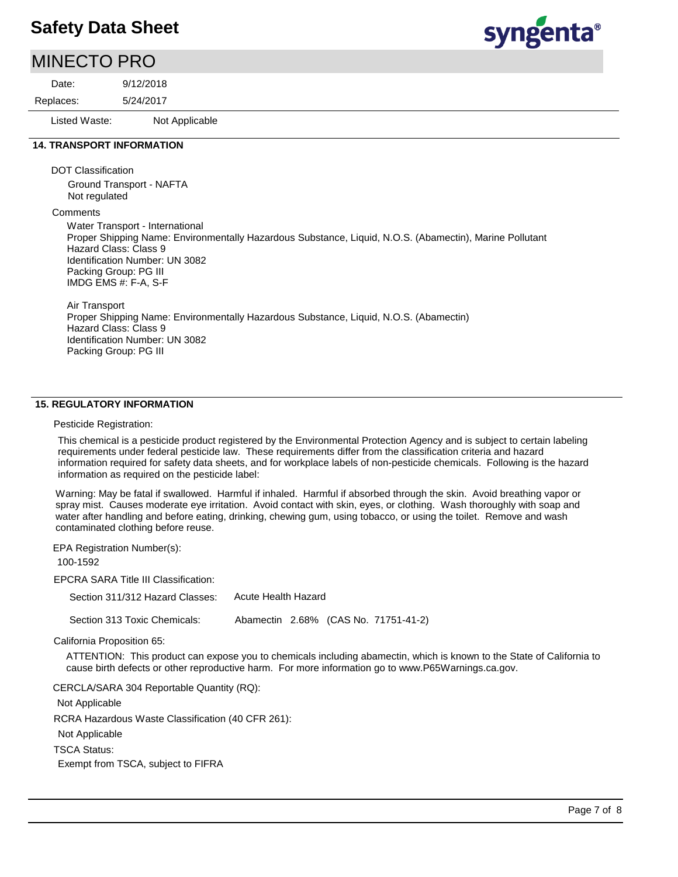Listed Waste: Not Applicable

## 14. TRANSPORT INFORMATION

DOT Classification

Ground Transport - NAFTA
Not regulated

Comments

Water Transport - International
Proper Shipping Name: Environmentally Hazardous Substance, Liquid, N.O.S. (Abamectin), Marine Pollutant
Hazard Class: Class 9
Identification Number: UN 3082
Packing Group: PG III
IMDG EMS #: F-A, S-F

Air Transport
Proper Shipping Name: Environmentally Hazardous Substance, Liquid, N.O.S. (Abamectin)
Hazard Class: Class 9
Identification Number: UN 3082
Packing Group: PG III

## 15. REGULATORY INFORMATION

Pesticide Registration:

This chemical is a pesticide product registered by the Environmental Protection Agency and is subject to certain labeling requirements under federal pesticide law. These requirements differ from the classification criteria and hazard information required for safety data sheets, and for workplace labels of non-pesticide chemicals. Following is the hazard information as required on the pesticide label:

Warning: May be fatal if swallowed. Harmful if inhaled. Harmful if absorbed through the skin. Avoid breathing vapor or spray mist. Causes moderate eye irritation. Avoid contact with skin, eyes, or clothing. Wash thoroughly with soap and water after handling and before eating, drinking, chewing gum, using tobacco, or using the toilet. Remove and wash contaminated clothing before reuse.

EPA Registration Number(s):

100-1592

EPCRA SARA Title III Classification:

Section 311/312 Hazard Classes: Acute Health Hazard

Section 313 Toxic Chemicals: Abamectin 2.68% (CAS No. 71751-41-2)

California Proposition 65:

ATTENTION: This product can expose you to chemicals including abamectin, which is known to the State of California to cause birth defects or other reproductive harm. For more information go to www.P65Warnings.ca.gov.

CERCLA/SARA 304 Reportable Quantity (RQ):

Not Applicable

RCRA Hazardous Waste Classification (40 CFR 261):

Not Applicable

TSCA Status:

Exempt from TSCA, subject to FIFRA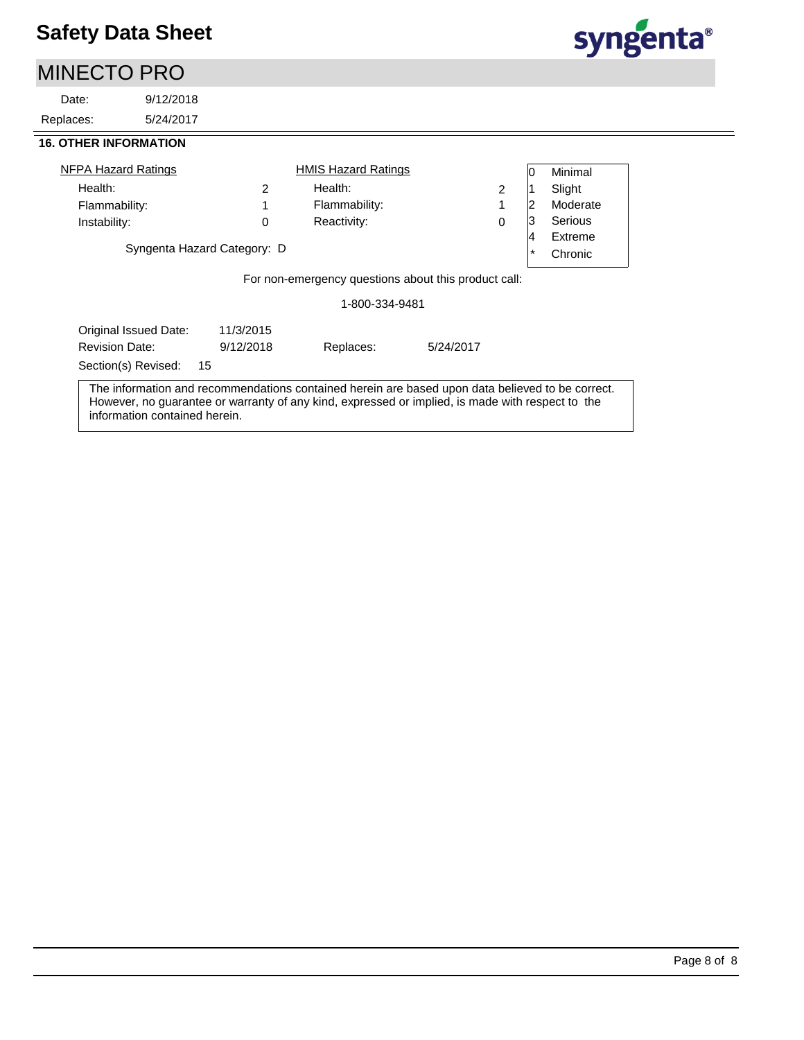## 16. OTHER INFORMATION

| NFPA Hazard Ratings | | HMIS Hazard Ratings | | | |
|---|---|---|---|---|---|
| Health: | 2 | Health: | 2 | 0 | Minimal |
| Flammability: | 1 | Flammability: | 1 | 1 | Slight |
| Instability: | 0 | Reactivity: | 0 | 2 | Moderate |
| | | | | 3 | Serious |
| | | | | 4 | Extreme |
| | | | | * | Chronic |

Syngenta Hazard Category: D

For non-emergency questions about this product call:

1-800-334-9481

Original Issued Date: 11/3/2015

Revision Date: 9/12/2018 Replaces: 5/24/2017

Section(s) Revised: 15

The information and recommendations contained herein are based upon data believed to be correct. However, no guarantee or warranty of any kind, expressed or implied, is made with respect to the information contained herein.